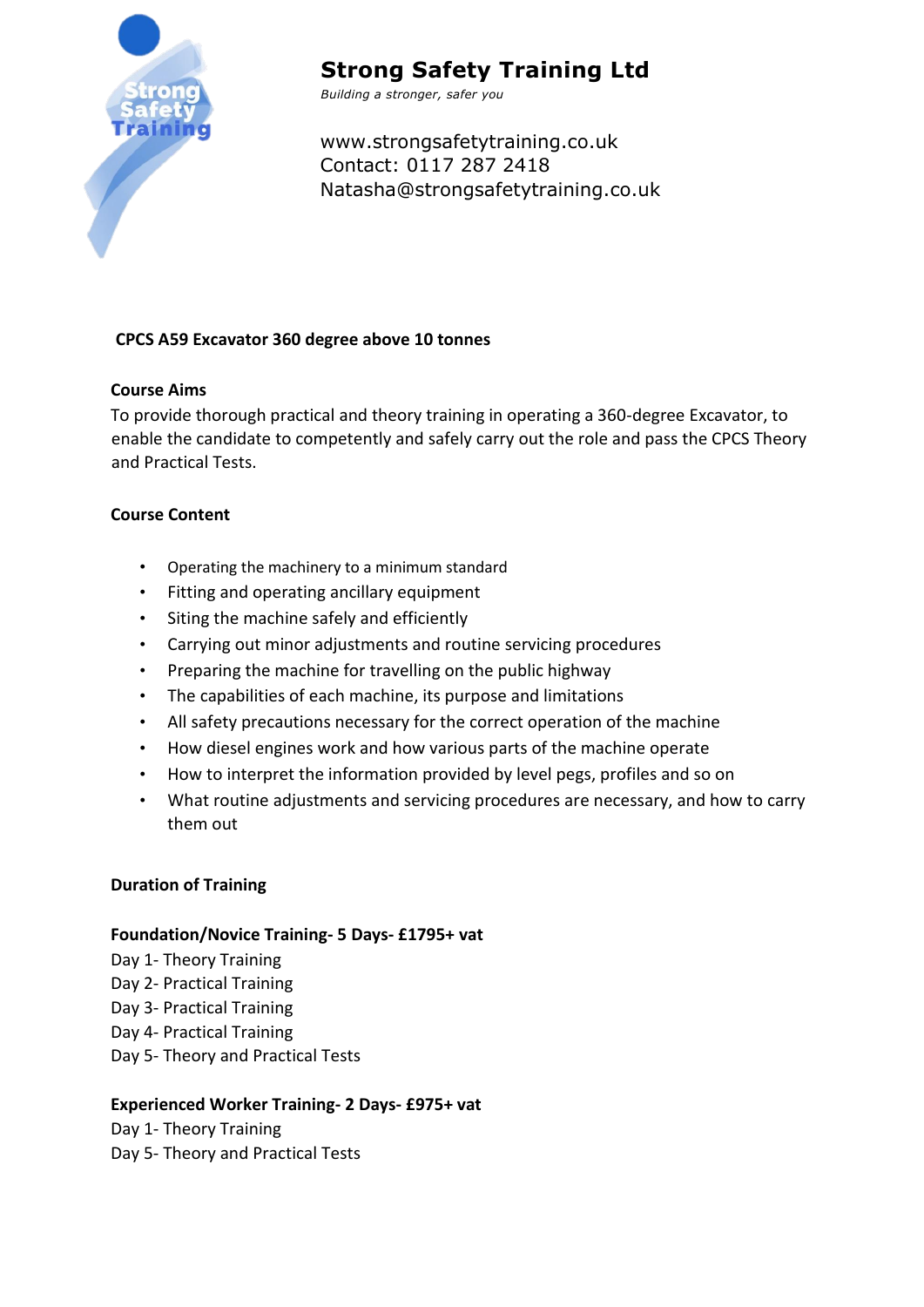# Strong Safety Training Ltd

*Building a stronger, safer you*

www.strongsafetytraining.co.uk
Contact: 0117 287 2418
Natasha@strongsafetytraining.co.uk

## CPCS A59 Excavator 360 degree above 10 tonnes

### Course Aims

To provide thorough practical and theory training in operating a 360-degree Excavator, to enable the candidate to competently and safely carry out the role and pass the CPCS Theory and Practical Tests.

### Course Content

- Operating the machinery to a minimum standard
- Fitting and operating ancillary equipment
- Siting the machine safely and efficiently
- Carrying out minor adjustments and routine servicing procedures
- Preparing the machine for travelling on the public highway
- The capabilities of each machine, its purpose and limitations
- All safety precautions necessary for the correct operation of the machine
- How diesel engines work and how various parts of the machine operate
- How to interpret the information provided by level pegs, profiles and so on
- What routine adjustments and servicing procedures are necessary, and how to carry them out

### Duration of Training

**Foundation/Novice Training- 5 Days- £1795+ vat**

Day 1- Theory Training
Day 2- Practical Training
Day 3- Practical Training
Day 4- Practical Training
Day 5- Theory and Practical Tests

**Experienced Worker Training- 2 Days- £975+ vat**

Day 1- Theory Training
Day 5- Theory and Practical Tests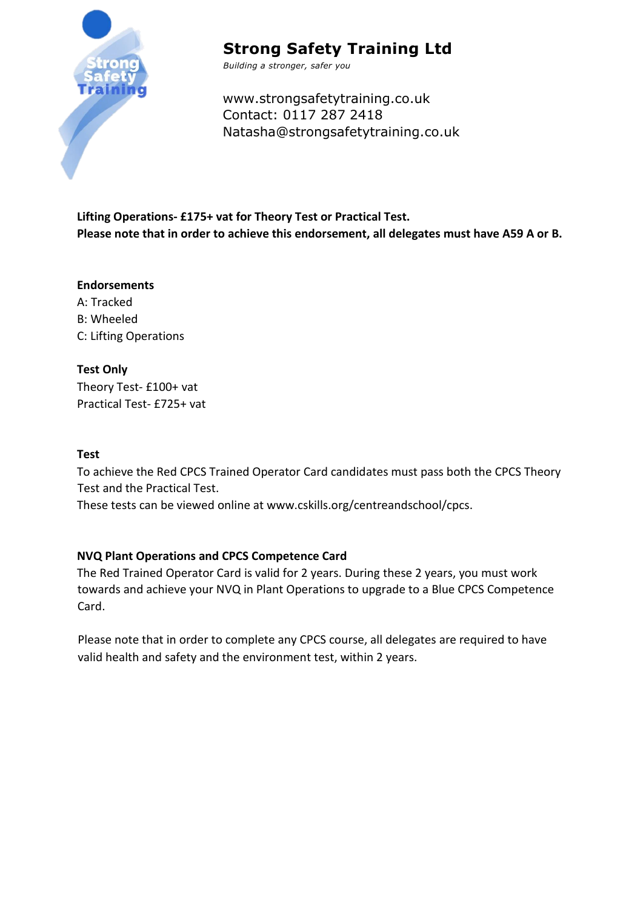# Strong Safety Training Ltd

*Building a stronger, safer you*

www.strongsafetytraining.co.uk
Contact: 0117 287 2418
Natasha@strongsafetytraining.co.uk

**Lifting Operations- £175+ vat for Theory Test or Practical Test.**
**Please note that in order to achieve this endorsement, all delegates must have A59 A or B.**

**Endorsements**
A: Tracked
B: Wheeled
C: Lifting Operations

**Test Only**
Theory Test- £100+ vat
Practical Test- £725+ vat

**Test**
To achieve the Red CPCS Trained Operator Card candidates must pass both the CPCS Theory Test and the Practical Test.
These tests can be viewed online at www.cskills.org/centreandschool/cpcs.

**NVQ Plant Operations and CPCS Competence Card**
The Red Trained Operator Card is valid for 2 years. During these 2 years, you must work towards and achieve your NVQ in Plant Operations to upgrade to a Blue CPCS Competence Card.

Please note that in order to complete any CPCS course, all delegates are required to have valid health and safety and the environment test, within 2 years.